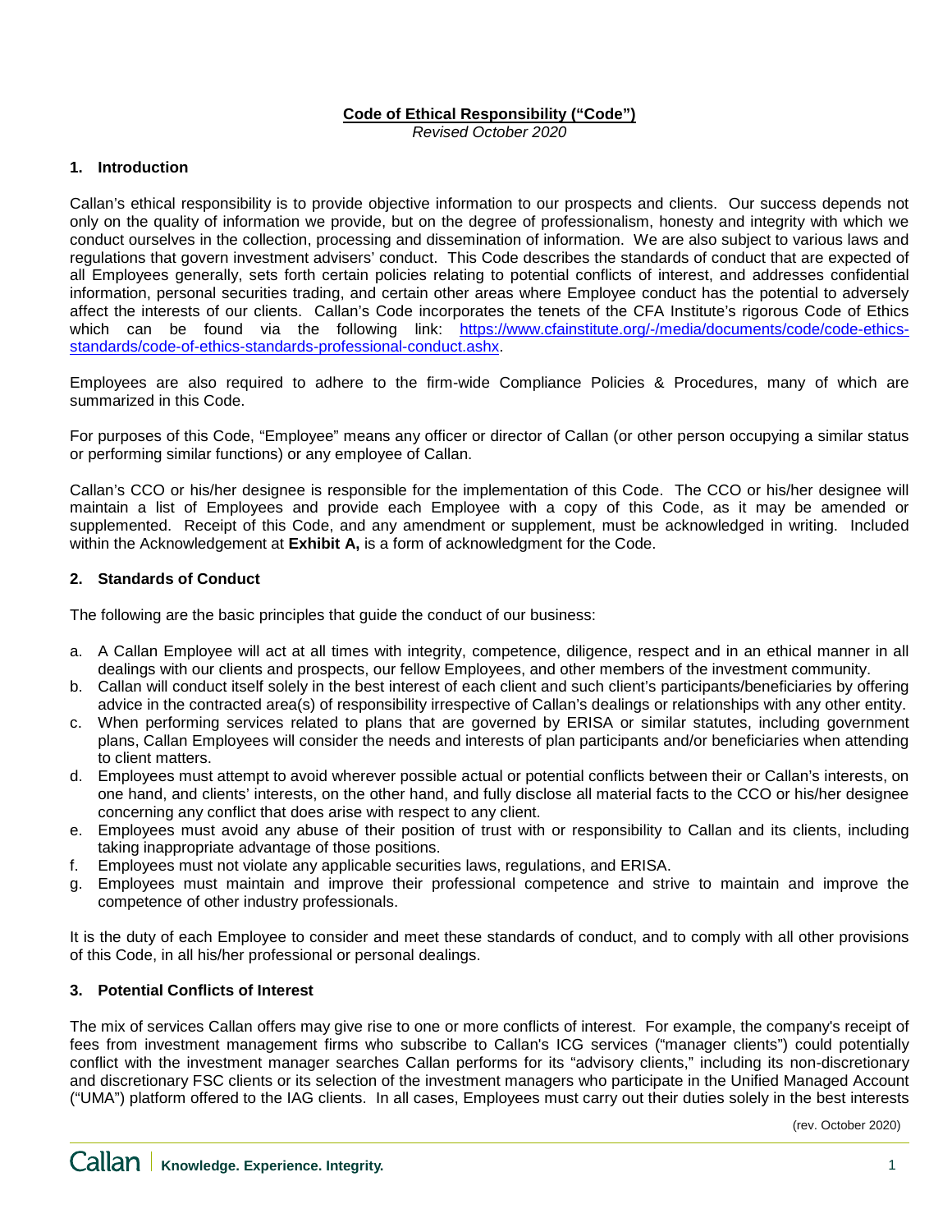**Code of Ethical Responsibility ("Code")**

*Revised October 2020*

## 1. Introduction

Callan's ethical responsibility is to provide objective information to our prospects and clients. Our success depends not only on the quality of information we provide, but on the degree of professionalism, honesty and integrity with which we conduct ourselves in the collection, processing and dissemination of information. We are also subject to various laws and regulations that govern investment advisers' conduct. This Code describes the standards of conduct that are expected of all Employees generally, sets forth certain policies relating to potential conflicts of interest, and addresses confidential information, personal securities trading, and certain other areas where Employee conduct has the potential to adversely affect the interests of our clients. Callan's Code incorporates the tenets of the CFA Institute's rigorous Code of Ethics which can be found via the following link: [https://www.cfainstitute.org/-/media/documents/code/code-ethics-standards/code-of-ethics-standards-professional-conduct.ashx](https://www.cfainstitute.org/-/media/documents/code/code-ethics-standards/code-of-ethics-standards-professional-conduct.ashx).

Employees are also required to adhere to the firm-wide Compliance Policies & Procedures, many of which are summarized in this Code.

For purposes of this Code, "Employee" means any officer or director of Callan (or other person occupying a similar status or performing similar functions) or any employee of Callan.

Callan's CCO or his/her designee is responsible for the implementation of this Code. The CCO or his/her designee will maintain a list of Employees and provide each Employee with a copy of this Code, as it may be amended or supplemented. Receipt of this Code, and any amendment or supplement, must be acknowledged in writing. Included within the Acknowledgement at **Exhibit A,** is a form of acknowledgment for the Code.

## 2. Standards of Conduct

The following are the basic principles that guide the conduct of our business:

a. A Callan Employee will act at all times with integrity, competence, diligence, respect and in an ethical manner in all dealings with our clients and prospects, our fellow Employees, and other members of the investment community.
b. Callan will conduct itself solely in the best interest of each client and such client's participants/beneficiaries by offering advice in the contracted area(s) of responsibility irrespective of Callan's dealings or relationships with any other entity.
c. When performing services related to plans that are governed by ERISA or similar statutes, including government plans, Callan Employees will consider the needs and interests of plan participants and/or beneficiaries when attending to client matters.
d. Employees must attempt to avoid wherever possible actual or potential conflicts between their or Callan's interests, on one hand, and clients' interests, on the other hand, and fully disclose all material facts to the CCO or his/her designee concerning any conflict that does arise with respect to any client.
e. Employees must avoid any abuse of their position of trust with or responsibility to Callan and its clients, including taking inappropriate advantage of those positions.
f. Employees must not violate any applicable securities laws, regulations, and ERISA.
g. Employees must maintain and improve their professional competence and strive to maintain and improve the competence of other industry professionals.

It is the duty of each Employee to consider and meet these standards of conduct, and to comply with all other provisions of this Code, in all his/her professional or personal dealings.

## 3. Potential Conflicts of Interest

The mix of services Callan offers may give rise to one or more conflicts of interest. For example, the company's receipt of fees from investment management firms who subscribe to Callan's ICG services ("manager clients") could potentially conflict with the investment manager searches Callan performs for its "advisory clients," including its non-discretionary and discretionary FSC clients or its selection of the investment managers who participate in the Unified Managed Account ("UMA") platform offered to the IAG clients. In all cases, Employees must carry out their duties solely in the best interests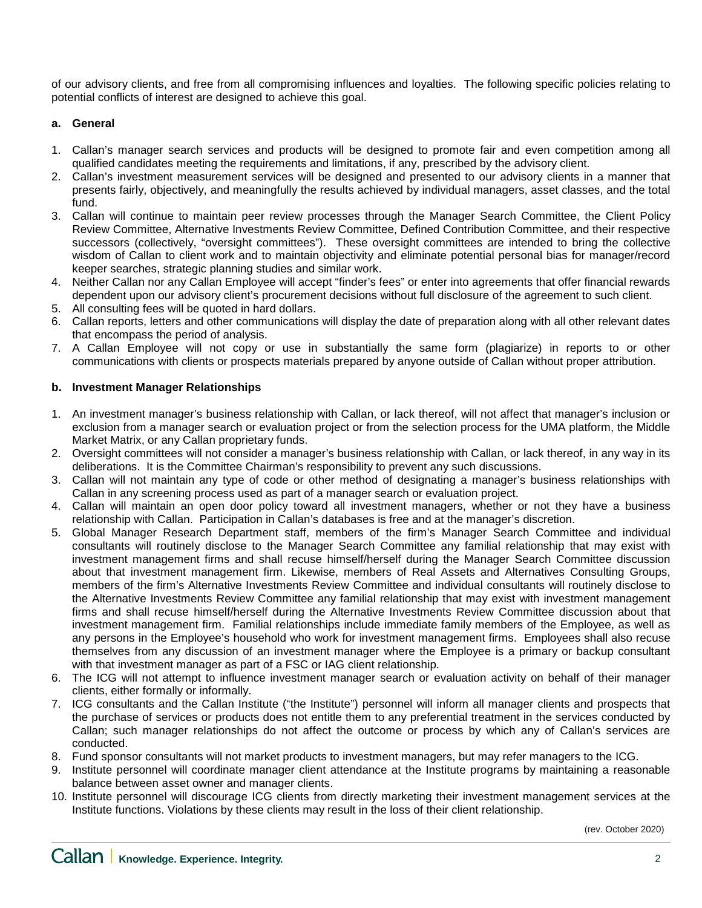of our advisory clients, and free from all compromising influences and loyalties. The following specific policies relating to potential conflicts of interest are designed to achieve this goal.

**a. General**

1. Callan's manager search services and products will be designed to promote fair and even competition among all qualified candidates meeting the requirements and limitations, if any, prescribed by the advisory client.
2. Callan's investment measurement services will be designed and presented to our advisory clients in a manner that presents fairly, objectively, and meaningfully the results achieved by individual managers, asset classes, and the total fund.
3. Callan will continue to maintain peer review processes through the Manager Search Committee, the Client Policy Review Committee, Alternative Investments Review Committee, Defined Contribution Committee, and their respective successors (collectively, "oversight committees"). These oversight committees are intended to bring the collective wisdom of Callan to client work and to maintain objectivity and eliminate potential personal bias for manager/record keeper searches, strategic planning studies and similar work.
4. Neither Callan nor any Callan Employee will accept "finder's fees" or enter into agreements that offer financial rewards dependent upon our advisory client's procurement decisions without full disclosure of the agreement to such client.
5. All consulting fees will be quoted in hard dollars.
6. Callan reports, letters and other communications will display the date of preparation along with all other relevant dates that encompass the period of analysis.
7. A Callan Employee will not copy or use in substantially the same form (plagiarize) in reports to or other communications with clients or prospects materials prepared by anyone outside of Callan without proper attribution.

**b. Investment Manager Relationships**

1. An investment manager's business relationship with Callan, or lack thereof, will not affect that manager's inclusion or exclusion from a manager search or evaluation project or from the selection process for the UMA platform, the Middle Market Matrix, or any Callan proprietary funds.
2. Oversight committees will not consider a manager's business relationship with Callan, or lack thereof, in any way in its deliberations. It is the Committee Chairman's responsibility to prevent any such discussions.
3. Callan will not maintain any type of code or other method of designating a manager's business relationships with Callan in any screening process used as part of a manager search or evaluation project.
4. Callan will maintain an open door policy toward all investment managers, whether or not they have a business relationship with Callan. Participation in Callan's databases is free and at the manager's discretion.
5. Global Manager Research Department staff, members of the firm's Manager Search Committee and individual consultants will routinely disclose to the Manager Search Committee any familial relationship that may exist with investment management firms and shall recuse himself/herself during the Manager Search Committee discussion about that investment management firm. Likewise, members of Real Assets and Alternatives Consulting Groups, members of the firm's Alternative Investments Review Committee and individual consultants will routinely disclose to the Alternative Investments Review Committee any familial relationship that may exist with investment management firms and shall recuse himself/herself during the Alternative Investments Review Committee discussion about that investment management firm. Familial relationships include immediate family members of the Employee, as well as any persons in the Employee's household who work for investment management firms. Employees shall also recuse themselves from any discussion of an investment manager where the Employee is a primary or backup consultant with that investment manager as part of a FSC or IAG client relationship.
6. The ICG will not attempt to influence investment manager search or evaluation activity on behalf of their manager clients, either formally or informally.
7. ICG consultants and the Callan Institute ("the Institute") personnel will inform all manager clients and prospects that the purchase of services or products does not entitle them to any preferential treatment in the services conducted by Callan; such manager relationships do not affect the outcome or process by which any of Callan's services are conducted.
8. Fund sponsor consultants will not market products to investment managers, but may refer managers to the ICG.
9. Institute personnel will coordinate manager client attendance at the Institute programs by maintaining a reasonable balance between asset owner and manager clients.
10. Institute personnel will discourage ICG clients from directly marketing their investment management services at the Institute functions. Violations by these clients may result in the loss of their client relationship.

(rev. October 2020)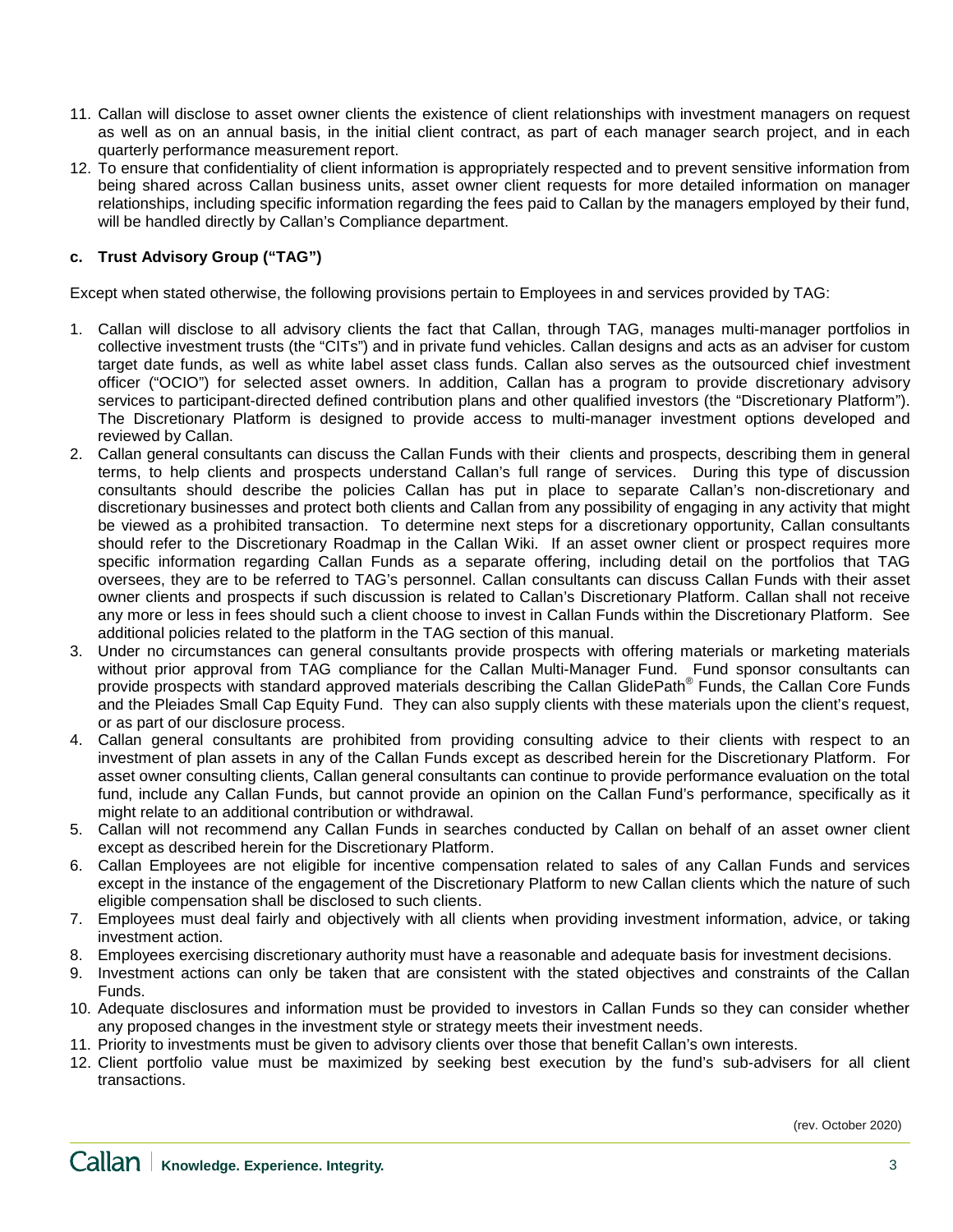11. Callan will disclose to asset owner clients the existence of client relationships with investment managers on request as well as on an annual basis, in the initial client contract, as part of each manager search project, and in each quarterly performance measurement report.
12. To ensure that confidentiality of client information is appropriately respected and to prevent sensitive information from being shared across Callan business units, asset owner client requests for more detailed information on manager relationships, including specific information regarding the fees paid to Callan by the managers employed by their fund, will be handled directly by Callan's Compliance department.

**c. Trust Advisory Group ("TAG")**

Except when stated otherwise, the following provisions pertain to Employees in and services provided by TAG:

1. Callan will disclose to all advisory clients the fact that Callan, through TAG, manages multi-manager portfolios in collective investment trusts (the "CITs") and in private fund vehicles. Callan designs and acts as an adviser for custom target date funds, as well as white label asset class funds. Callan also serves as the outsourced chief investment officer ("OCIO") for selected asset owners. In addition, Callan has a program to provide discretionary advisory services to participant-directed defined contribution plans and other qualified investors (the "Discretionary Platform"). The Discretionary Platform is designed to provide access to multi-manager investment options developed and reviewed by Callan.
2. Callan general consultants can discuss the Callan Funds with their clients and prospects, describing them in general terms, to help clients and prospects understand Callan's full range of services. During this type of discussion consultants should describe the policies Callan has put in place to separate Callan's non-discretionary and discretionary businesses and protect both clients and Callan from any possibility of engaging in any activity that might be viewed as a prohibited transaction. To determine next steps for a discretionary opportunity, Callan consultants should refer to the Discretionary Roadmap in the Callan Wiki. If an asset owner client or prospect requires more specific information regarding Callan Funds as a separate offering, including detail on the portfolios that TAG oversees, they are to be referred to TAG's personnel. Callan consultants can discuss Callan Funds with their asset owner clients and prospects if such discussion is related to Callan's Discretionary Platform. Callan shall not receive any more or less in fees should such a client choose to invest in Callan Funds within the Discretionary Platform. See additional policies related to the platform in the TAG section of this manual.
3. Under no circumstances can general consultants provide prospects with offering materials or marketing materials without prior approval from TAG compliance for the Callan Multi-Manager Fund. Fund sponsor consultants can provide prospects with standard approved materials describing the Callan GlidePath® Funds, the Callan Core Funds and the Pleiades Small Cap Equity Fund. They can also supply clients with these materials upon the client's request, or as part of our disclosure process.
4. Callan general consultants are prohibited from providing consulting advice to their clients with respect to an investment of plan assets in any of the Callan Funds except as described herein for the Discretionary Platform. For asset owner consulting clients, Callan general consultants can continue to provide performance evaluation on the total fund, include any Callan Funds, but cannot provide an opinion on the Callan Fund's performance, specifically as it might relate to an additional contribution or withdrawal.
5. Callan will not recommend any Callan Funds in searches conducted by Callan on behalf of an asset owner client except as described herein for the Discretionary Platform.
6. Callan Employees are not eligible for incentive compensation related to sales of any Callan Funds and services except in the instance of the engagement of the Discretionary Platform to new Callan clients which the nature of such eligible compensation shall be disclosed to such clients.
7. Employees must deal fairly and objectively with all clients when providing investment information, advice, or taking investment action.
8. Employees exercising discretionary authority must have a reasonable and adequate basis for investment decisions.
9. Investment actions can only be taken that are consistent with the stated objectives and constraints of the Callan Funds.
10. Adequate disclosures and information must be provided to investors in Callan Funds so they can consider whether any proposed changes in the investment style or strategy meets their investment needs.
11. Priority to investments must be given to advisory clients over those that benefit Callan's own interests.
12. Client portfolio value must be maximized by seeking best execution by the fund's sub-advisers for all client transactions.

(rev. October 2020)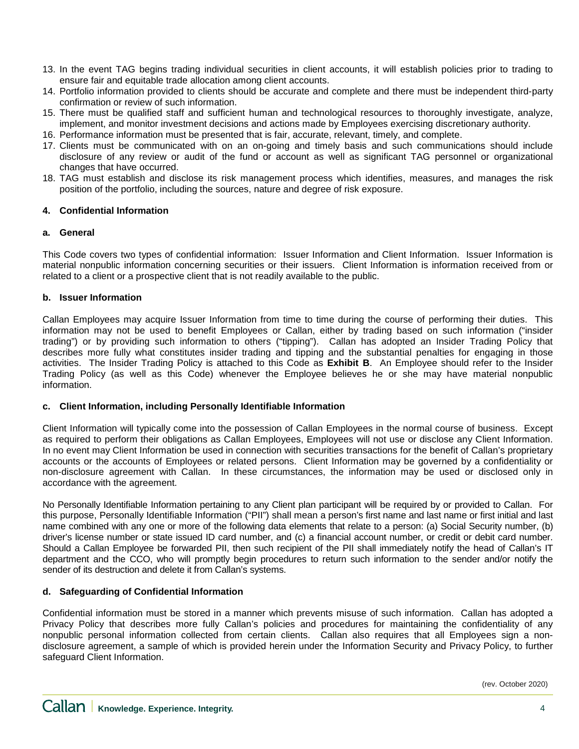13. In the event TAG begins trading individual securities in client accounts, it will establish policies prior to trading to ensure fair and equitable trade allocation among client accounts.
14. Portfolio information provided to clients should be accurate and complete and there must be independent third-party confirmation or review of such information.
15. There must be qualified staff and sufficient human and technological resources to thoroughly investigate, analyze, implement, and monitor investment decisions and actions made by Employees exercising discretionary authority.
16. Performance information must be presented that is fair, accurate, relevant, timely, and complete.
17. Clients must be communicated with on an on-going and timely basis and such communications should include disclosure of any review or audit of the fund or account as well as significant TAG personnel or organizational changes that have occurred.
18. TAG must establish and disclose its risk management process which identifies, measures, and manages the risk position of the portfolio, including the sources, nature and degree of risk exposure.

## 4. Confidential Information

### a. General

This Code covers two types of confidential information: Issuer Information and Client Information. Issuer Information is material nonpublic information concerning securities or their issuers. Client Information is information received from or related to a client or a prospective client that is not readily available to the public.

### b. Issuer Information

Callan Employees may acquire Issuer Information from time to time during the course of performing their duties. This information may not be used to benefit Employees or Callan, either by trading based on such information ("insider trading") or by providing such information to others ("tipping"). Callan has adopted an Insider Trading Policy that describes more fully what constitutes insider trading and tipping and the substantial penalties for engaging in those activities. The Insider Trading Policy is attached to this Code as **Exhibit B**. An Employee should refer to the Insider Trading Policy (as well as this Code) whenever the Employee believes he or she may have material nonpublic information.

### c. Client Information, including Personally Identifiable Information

Client Information will typically come into the possession of Callan Employees in the normal course of business. Except as required to perform their obligations as Callan Employees, Employees will not use or disclose any Client Information. In no event may Client Information be used in connection with securities transactions for the benefit of Callan's proprietary accounts or the accounts of Employees or related persons. Client Information may be governed by a confidentiality or non-disclosure agreement with Callan. In these circumstances, the information may be used or disclosed only in accordance with the agreement.

No Personally Identifiable Information pertaining to any Client plan participant will be required by or provided to Callan. For this purpose, Personally Identifiable Information ("PII") shall mean a person's first name and last name or first initial and last name combined with any one or more of the following data elements that relate to a person: (a) Social Security number, (b) driver's license number or state issued ID card number, and (c) a financial account number, or credit or debit card number. Should a Callan Employee be forwarded PII, then such recipient of the PII shall immediately notify the head of Callan's IT department and the CCO, who will promptly begin procedures to return such information to the sender and/or notify the sender of its destruction and delete it from Callan's systems.

### d. Safeguarding of Confidential Information

Confidential information must be stored in a manner which prevents misuse of such information. Callan has adopted a Privacy Policy that describes more fully Callan's policies and procedures for maintaining the confidentiality of any nonpublic personal information collected from certain clients. Callan also requires that all Employees sign a non-disclosure agreement, a sample of which is provided herein under the Information Security and Privacy Policy, to further safeguard Client Information.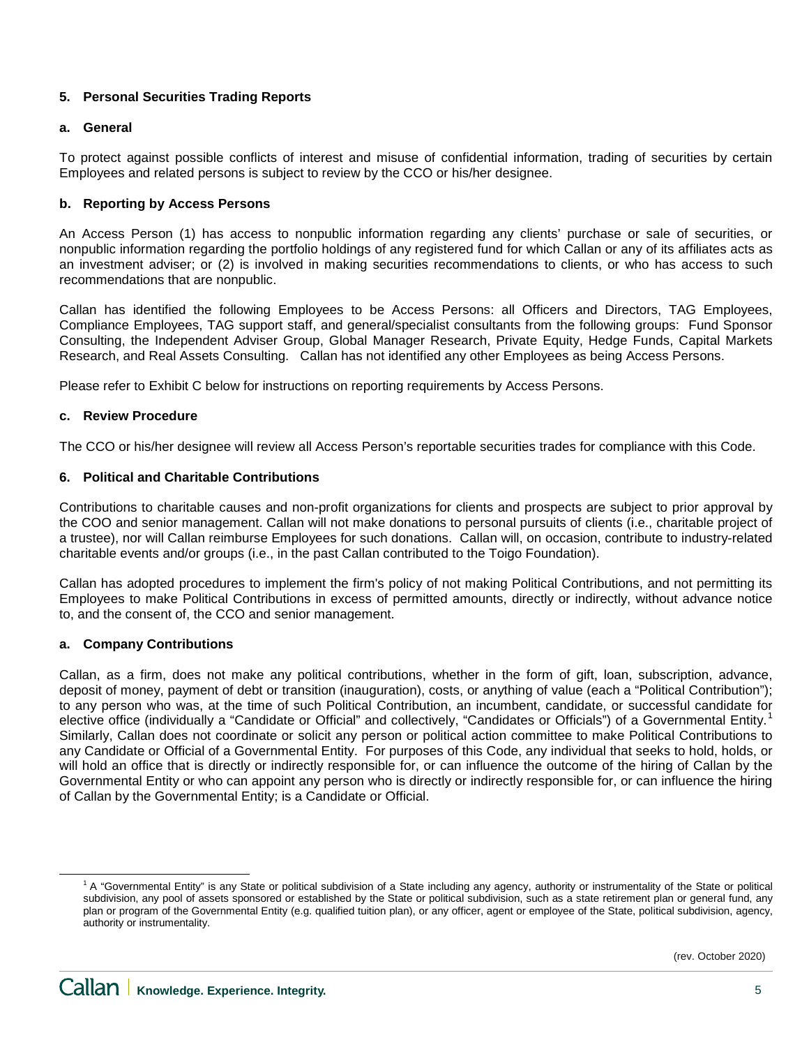### 5. Personal Securities Trading Reports

#### a. General

To protect against possible conflicts of interest and misuse of confidential information, trading of securities by certain Employees and related persons is subject to review by the CCO or his/her designee.

#### b. Reporting by Access Persons

An Access Person (1) has access to nonpublic information regarding any clients' purchase or sale of securities, or nonpublic information regarding the portfolio holdings of any registered fund for which Callan or any of its affiliates acts as an investment adviser; or (2) is involved in making securities recommendations to clients, or who has access to such recommendations that are nonpublic.

Callan has identified the following Employees to be Access Persons: all Officers and Directors, TAG Employees, Compliance Employees, TAG support staff, and general/specialist consultants from the following groups: Fund Sponsor Consulting, the Independent Adviser Group, Global Manager Research, Private Equity, Hedge Funds, Capital Markets Research, and Real Assets Consulting. Callan has not identified any other Employees as being Access Persons.

Please refer to Exhibit C below for instructions on reporting requirements by Access Persons.

#### c. Review Procedure

The CCO or his/her designee will review all Access Person's reportable securities trades for compliance with this Code.

### 6. Political and Charitable Contributions

Contributions to charitable causes and non-profit organizations for clients and prospects are subject to prior approval by the COO and senior management. Callan will not make donations to personal pursuits of clients (i.e., charitable project of a trustee), nor will Callan reimburse Employees for such donations. Callan will, on occasion, contribute to industry-related charitable events and/or groups (i.e., in the past Callan contributed to the Toigo Foundation).

Callan has adopted procedures to implement the firm's policy of not making Political Contributions, and not permitting its Employees to make Political Contributions in excess of permitted amounts, directly or indirectly, without advance notice to, and the consent of, the CCO and senior management.

#### a. Company Contributions

Callan, as a firm, does not make any political contributions, whether in the form of gift, loan, subscription, advance, deposit of money, payment of debt or transition (inauguration), costs, or anything of value (each a "Political Contribution"); to any person who was, at the time of such Political Contribution, an incumbent, candidate, or successful candidate for elective office (individually a "Candidate or Official" and collectively, "Candidates or Officials") of a Governmental Entity.[1] Similarly, Callan does not coordinate or solicit any person or political action committee to make Political Contributions to any Candidate or Official of a Governmental Entity. For purposes of this Code, any individual that seeks to hold, holds, or will hold an office that is directly or indirectly responsible for, or can influence the outcome of the hiring of Callan by the Governmental Entity or who can appoint any person who is directly or indirectly responsible for, or can influence the hiring of Callan by the Governmental Entity; is a Candidate or Official.

---

[1] A "Governmental Entity" is any State or political subdivision of a State including any agency, authority or instrumentality of the State or political subdivision, any pool of assets sponsored or established by the State or political subdivision, such as a state retirement plan or general fund, any plan or program of the Governmental Entity (e.g. qualified tuition plan), or any officer, agent or employee of the State, political subdivision, agency, authority or instrumentality.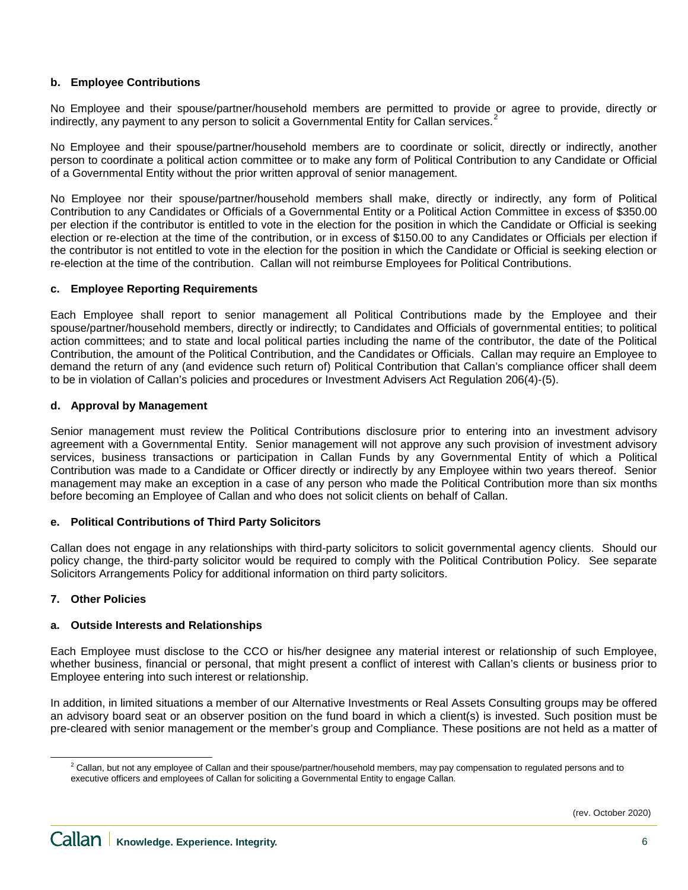**b. Employee Contributions**

No Employee and their spouse/partner/household members are permitted to provide or agree to provide, directly or indirectly, any payment to any person to solicit a Governmental Entity for Callan services.[2]

No Employee and their spouse/partner/household members are to coordinate or solicit, directly or indirectly, another person to coordinate a political action committee or to make any form of Political Contribution to any Candidate or Official of a Governmental Entity without the prior written approval of senior management.

No Employee nor their spouse/partner/household members shall make, directly or indirectly, any form of Political Contribution to any Candidates or Officials of a Governmental Entity or a Political Action Committee in excess of $350.00 per election if the contributor is entitled to vote in the election for the position in which the Candidate or Official is seeking election or re-election at the time of the contribution, or in excess of $150.00 to any Candidates or Officials per election if the contributor is not entitled to vote in the election for the position in which the Candidate or Official is seeking election or re-election at the time of the contribution. Callan will not reimburse Employees for Political Contributions.

**c. Employee Reporting Requirements**

Each Employee shall report to senior management all Political Contributions made by the Employee and their spouse/partner/household members, directly or indirectly; to Candidates and Officials of governmental entities; to political action committees; and to state and local political parties including the name of the contributor, the date of the Political Contribution, the amount of the Political Contribution, and the Candidates or Officials. Callan may require an Employee to demand the return of any (and evidence such return of) Political Contribution that Callan's compliance officer shall deem to be in violation of Callan's policies and procedures or Investment Advisers Act Regulation 206(4)-(5).

**d. Approval by Management**

Senior management must review the Political Contributions disclosure prior to entering into an investment advisory agreement with a Governmental Entity. Senior management will not approve any such provision of investment advisory services, business transactions or participation in Callan Funds by any Governmental Entity of which a Political Contribution was made to a Candidate or Officer directly or indirectly by any Employee within two years thereof. Senior management may make an exception in a case of any person who made the Political Contribution more than six months before becoming an Employee of Callan and who does not solicit clients on behalf of Callan.

**e. Political Contributions of Third Party Solicitors**

Callan does not engage in any relationships with third-party solicitors to solicit governmental agency clients. Should our policy change, the third-party solicitor would be required to comply with the Political Contribution Policy. See separate Solicitors Arrangements Policy for additional information on third party solicitors.

**7. Other Policies**

**a. Outside Interests and Relationships**

Each Employee must disclose to the CCO or his/her designee any material interest or relationship of such Employee, whether business, financial or personal, that might present a conflict of interest with Callan's clients or business prior to Employee entering into such interest or relationship.

In addition, in limited situations a member of our Alternative Investments or Real Assets Consulting groups may be offered an advisory board seat or an observer position on the fund board in which a client(s) is invested. Such position must be pre-cleared with senior management or the member's group and Compliance. These positions are not held as a matter of

[2] Callan, but not any employee of Callan and their spouse/partner/household members, may pay compensation to regulated persons and to executive officers and employees of Callan for soliciting a Governmental Entity to engage Callan.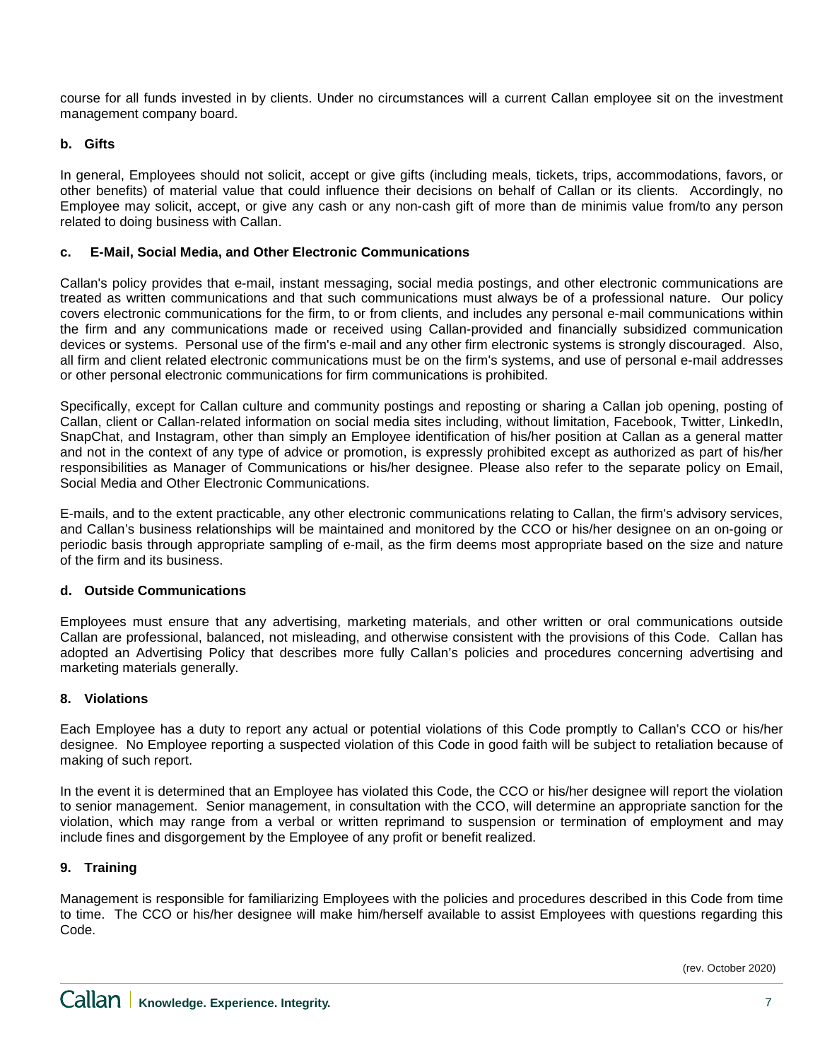course for all funds invested in by clients. Under no circumstances will a current Callan employee sit on the investment management company board.

**b. Gifts**

In general, Employees should not solicit, accept or give gifts (including meals, tickets, trips, accommodations, favors, or other benefits) of material value that could influence their decisions on behalf of Callan or its clients. Accordingly, no Employee may solicit, accept, or give any cash or any non-cash gift of more than de minimis value from/to any person related to doing business with Callan.

**c. E-Mail, Social Media, and Other Electronic Communications**

Callan's policy provides that e-mail, instant messaging, social media postings, and other electronic communications are treated as written communications and that such communications must always be of a professional nature. Our policy covers electronic communications for the firm, to or from clients, and includes any personal e-mail communications within the firm and any communications made or received using Callan-provided and financially subsidized communication devices or systems. Personal use of the firm's e-mail and any other firm electronic systems is strongly discouraged. Also, all firm and client related electronic communications must be on the firm's systems, and use of personal e-mail addresses or other personal electronic communications for firm communications is prohibited.

Specifically, except for Callan culture and community postings and reposting or sharing a Callan job opening, posting of Callan, client or Callan-related information on social media sites including, without limitation, Facebook, Twitter, LinkedIn, SnapChat, and Instagram, other than simply an Employee identification of his/her position at Callan as a general matter and not in the context of any type of advice or promotion, is expressly prohibited except as authorized as part of his/her responsibilities as Manager of Communications or his/her designee. Please also refer to the separate policy on Email, Social Media and Other Electronic Communications.

E-mails, and to the extent practicable, any other electronic communications relating to Callan, the firm's advisory services, and Callan's business relationships will be maintained and monitored by the CCO or his/her designee on an on-going or periodic basis through appropriate sampling of e-mail, as the firm deems most appropriate based on the size and nature of the firm and its business.

**d. Outside Communications**

Employees must ensure that any advertising, marketing materials, and other written or oral communications outside Callan are professional, balanced, not misleading, and otherwise consistent with the provisions of this Code. Callan has adopted an Advertising Policy that describes more fully Callan's policies and procedures concerning advertising and marketing materials generally.

**8. Violations**

Each Employee has a duty to report any actual or potential violations of this Code promptly to Callan's CCO or his/her designee. No Employee reporting a suspected violation of this Code in good faith will be subject to retaliation because of making of such report.

In the event it is determined that an Employee has violated this Code, the CCO or his/her designee will report the violation to senior management. Senior management, in consultation with the CCO, will determine an appropriate sanction for the violation, which may range from a verbal or written reprimand to suspension or termination of employment and may include fines and disgorgement by the Employee of any profit or benefit realized.

**9. Training**

Management is responsible for familiarizing Employees with the policies and procedures described in this Code from time to time. The CCO or his/her designee will make him/herself available to assist Employees with questions regarding this Code.

(rev. October 2020)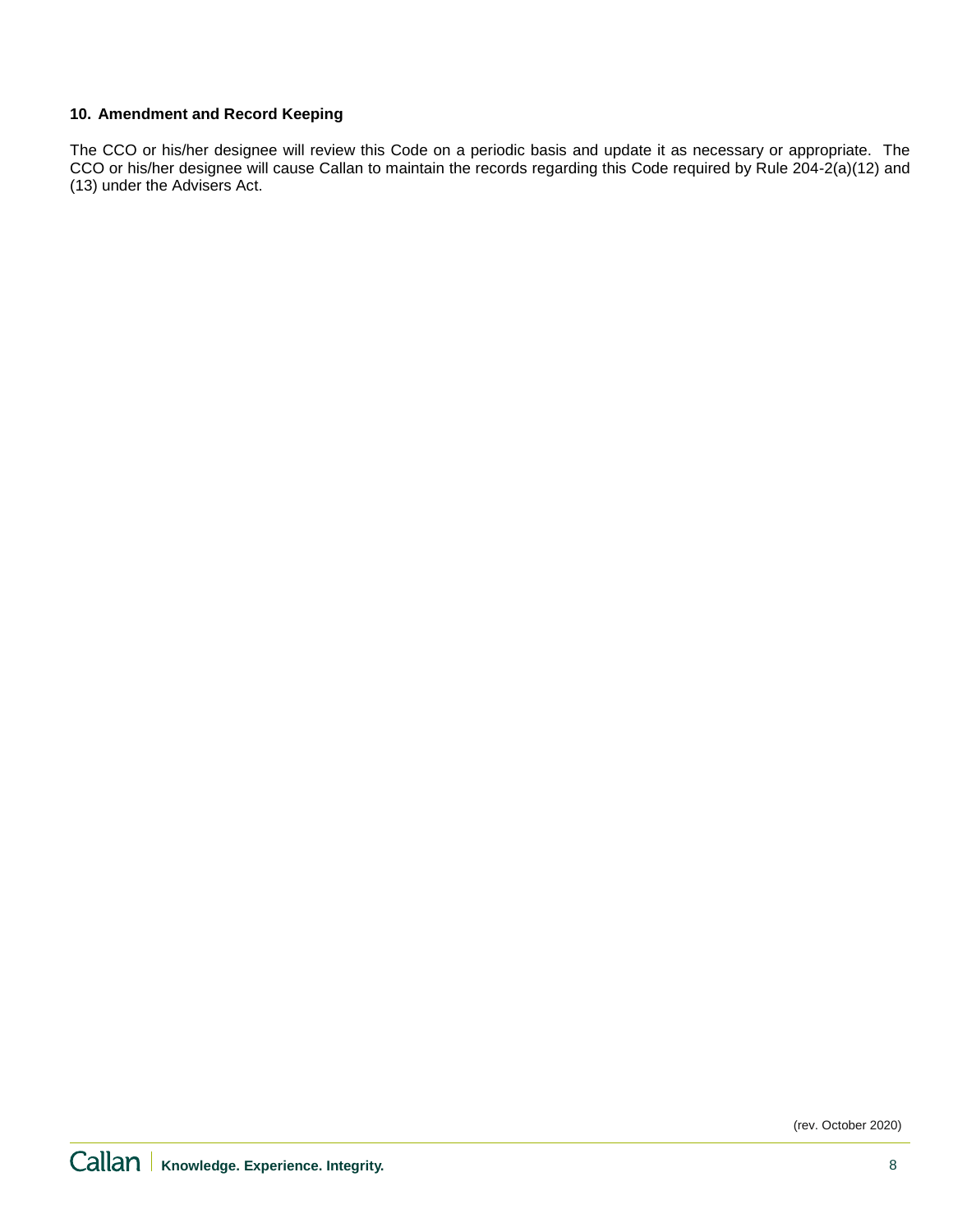## 10. Amendment and Record Keeping

The CCO or his/her designee will review this Code on a periodic basis and update it as necessary or appropriate. The CCO or his/her designee will cause Callan to maintain the records regarding this Code required by Rule 204-2(a)(12) and (13) under the Advisers Act.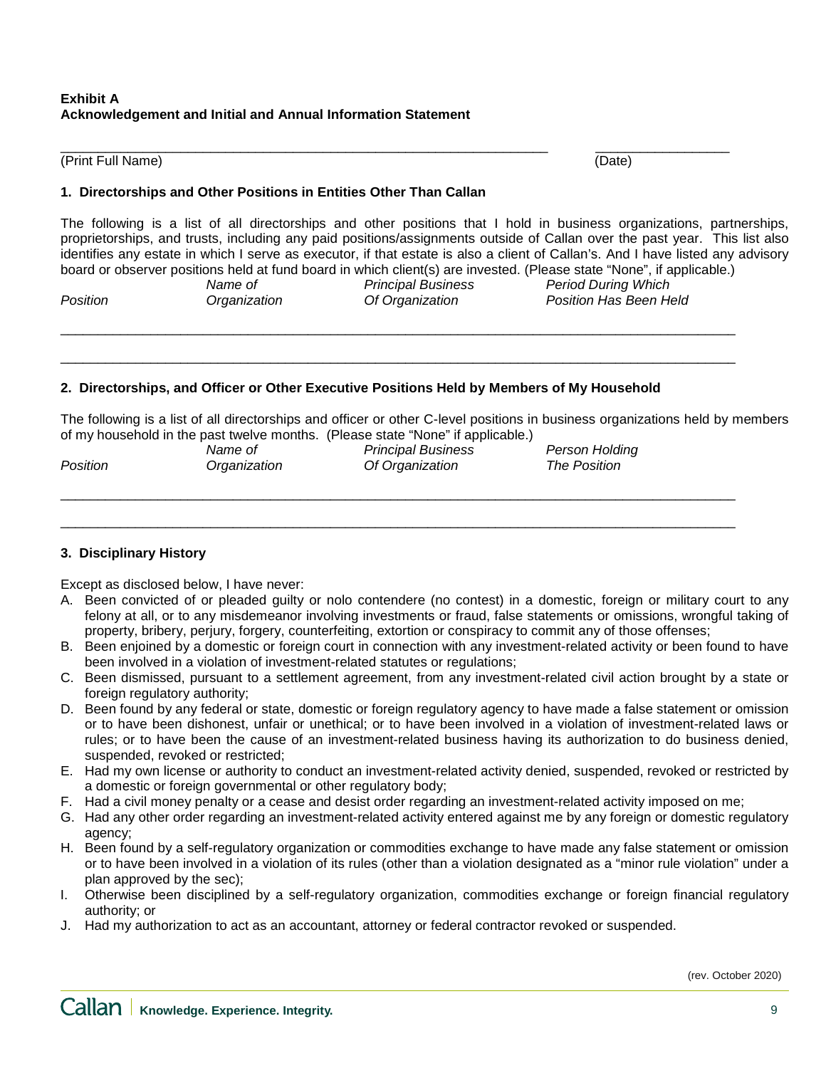**Exhibit A**
**Acknowledgement and Initial and Annual Information Statement**

_______________________________________________________________ __________________
(Print Full Name) (Date)

**1. Directorships and Other Positions in Entities Other Than Callan**

The following is a list of all directorships and other positions that I hold in business organizations, partnerships, proprietorships, and trusts, including any paid positions/assignments outside of Callan over the past year. This list also identifies any estate in which I serve as executor, if that estate is also a client of Callan's. And I have listed any advisory board or observer positions held at fund board in which client(s) are invested. (Please state "None", if applicable.)

| *Position* | *Name of Organization* | *Principal Business Of Organization* | *Period During Which Position Has Been Held* |
|---|---|---|---|
| | | | |
| | | | |

**2. Directorships, and Officer or Other Executive Positions Held by Members of My Household**

The following is a list of all directorships and officer or other C-level positions in business organizations held by members of my household in the past twelve months. (Please state "None" if applicable.)

| *Position* | *Name of Organization* | *Principal Business Of Organization* | *Person Holding The Position* |
|---|---|---|---|
| | | | |
| | | | |

**3. Disciplinary History**

Except as disclosed below, I have never:

A. Been convicted of or pleaded guilty or nolo contendere (no contest) in a domestic, foreign or military court to any felony at all, or to any misdemeanor involving investments or fraud, false statements or omissions, wrongful taking of property, bribery, perjury, forgery, counterfeiting, extortion or conspiracy to commit any of those offenses;
B. Been enjoined by a domestic or foreign court in connection with any investment-related activity or been found to have been involved in a violation of investment-related statutes or regulations;
C. Been dismissed, pursuant to a settlement agreement, from any investment-related civil action brought by a state or foreign regulatory authority;
D. Been found by any federal or state, domestic or foreign regulatory agency to have made a false statement or omission or to have been dishonest, unfair or unethical; or to have been involved in a violation of investment-related laws or rules; or to have been the cause of an investment-related business having its authorization to do business denied, suspended, revoked or restricted;
E. Had my own license or authority to conduct an investment-related activity denied, suspended, revoked or restricted by a domestic or foreign governmental or other regulatory body;
F. Had a civil money penalty or a cease and desist order regarding an investment-related activity imposed on me;
G. Had any other order regarding an investment-related activity entered against me by any foreign or domestic regulatory agency;
H. Been found by a self-regulatory organization or commodities exchange to have made any false statement or omission or to have been involved in a violation of its rules (other than a violation designated as a "minor rule violation" under a plan approved by the sec);
I. Otherwise been disciplined by a self-regulatory organization, commodities exchange or foreign financial regulatory authority; or
J. Had my authorization to act as an accountant, attorney or federal contractor revoked or suspended.

(rev. October 2020)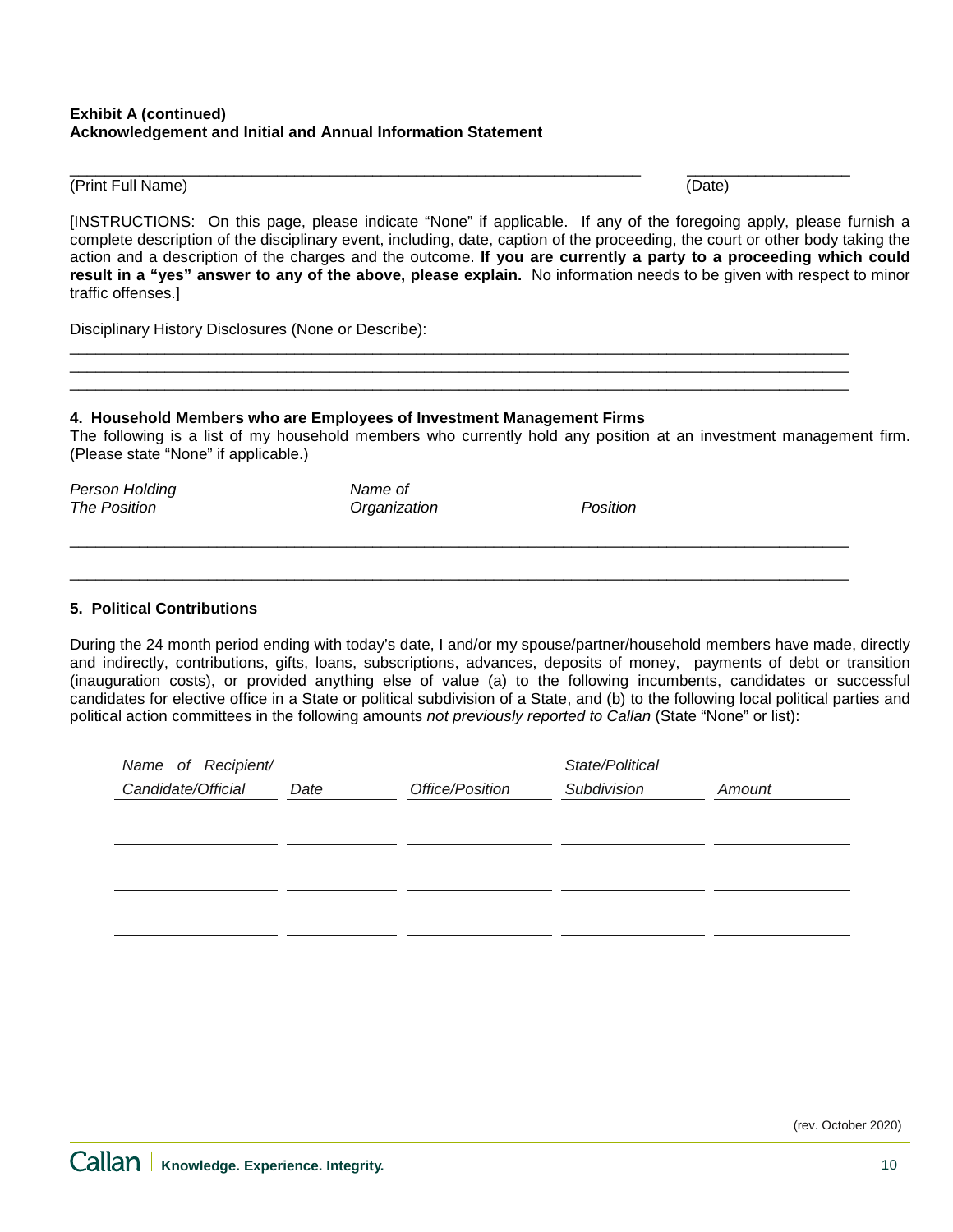**Exhibit A (continued)**
**Acknowledgement and Initial and Annual Information Statement**

\_\_\_\_\_\_\_\_\_\_\_\_\_\_\_\_\_\_\_\_\_\_\_\_\_\_\_\_\_\_\_\_\_\_\_\_\_\_\_\_\_\_\_\_\_\_\_\_\_\_\_\_\_\_\_\_\_\_ \_\_\_\_\_\_\_\_\_\_\_\_\_\_\_\_\_\_
(Print Full Name) (Date)

[INSTRUCTIONS: On this page, please indicate "None" if applicable. If any of the foregoing apply, please furnish a complete description of the disciplinary event, including, date, caption of the proceeding, the court or other body taking the action and a description of the charges and the outcome. **If you are currently a party to a proceeding which could result in a "yes" answer to any of the above, please explain.** No information needs to be given with respect to minor traffic offenses.]

Disciplinary History Disclosures (None or Describe):

\_\_\_\_\_\_\_\_\_\_\_\_\_\_\_\_\_\_\_\_\_\_\_\_\_\_\_\_\_\_\_\_\_\_\_\_\_\_\_\_\_\_\_\_\_\_\_\_\_\_\_\_\_\_\_\_\_\_\_\_\_\_\_\_\_\_\_\_\_\_\_\_\_\_\_\_\_\_
\_\_\_\_\_\_\_\_\_\_\_\_\_\_\_\_\_\_\_\_\_\_\_\_\_\_\_\_\_\_\_\_\_\_\_\_\_\_\_\_\_\_\_\_\_\_\_\_\_\_\_\_\_\_\_\_\_\_\_\_\_\_\_\_\_\_\_\_\_\_\_\_\_\_\_\_\_\_
\_\_\_\_\_\_\_\_\_\_\_\_\_\_\_\_\_\_\_\_\_\_\_\_\_\_\_\_\_\_\_\_\_\_\_\_\_\_\_\_\_\_\_\_\_\_\_\_\_\_\_\_\_\_\_\_\_\_\_\_\_\_\_\_\_\_\_\_\_\_\_\_\_\_\_\_\_\_

**4. Household Members who are Employees of Investment Management Firms**

The following is a list of my household members who currently hold any position at an investment management firm. (Please state "None" if applicable.)

| *Person Holding The Position* | *Name of Organization* | *Position* |
|---|---|---|
| | | |
| | | |

**5. Political Contributions**

During the 24 month period ending with today's date, I and/or my spouse/partner/household members have made, directly and indirectly, contributions, gifts, loans, subscriptions, advances, deposits of money, payments of debt or transition (inauguration costs), or provided anything else of value (a) to the following incumbents, candidates or successful candidates for elective office in a State or political subdivision of a State, and (b) to the following local political parties and political action committees in the following amounts *not previously reported to Callan* (State "None" or list):

| *Name of Recipient/ Candidate/Official* | *Date* | *Office/Position* | *State/Political Subdivision* | *Amount* |
|---|---|---|---|---|
| | | | | |
| | | | | |
| | | | | |

(rev. October 2020)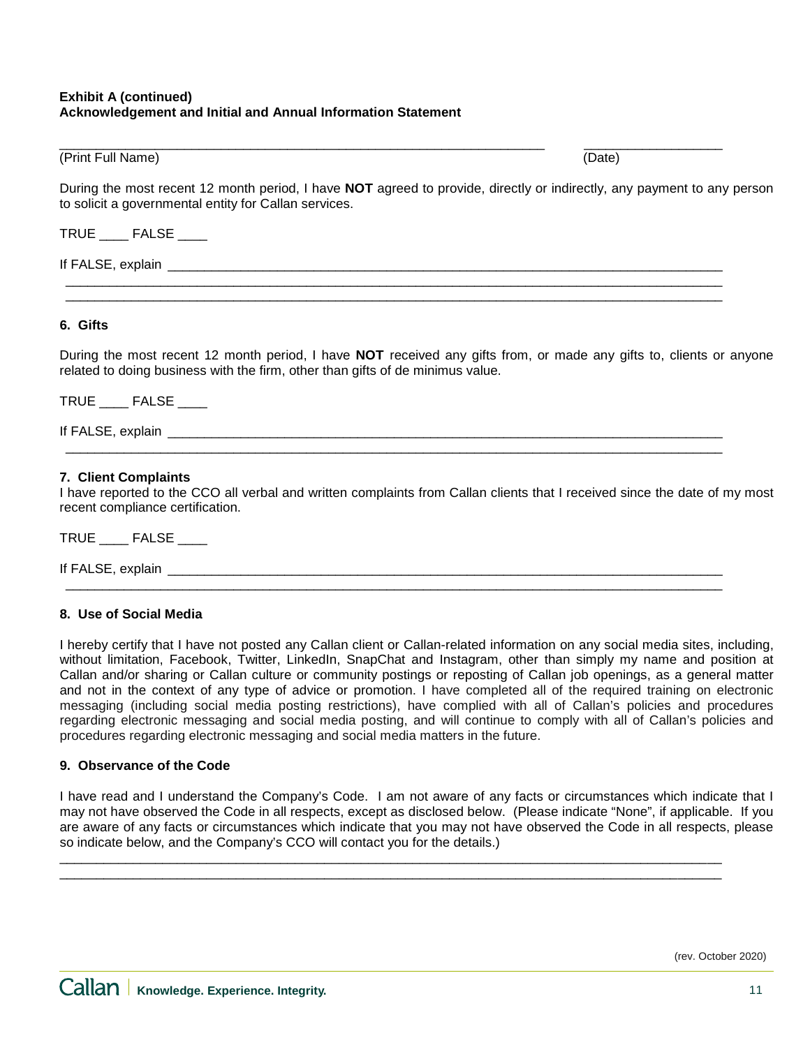**Exhibit A (continued)**
**Acknowledgement and Initial and Annual Information Statement**

_________________________________________________________________ ___________________
(Print Full Name) (Date)

During the most recent 12 month period, I have **NOT** agreed to provide, directly or indirectly, any payment to any person to solicit a governmental entity for Callan services.

TRUE ____ FALSE ____

If FALSE, explain ___________________________________________________________________________
_____________________________________________________________________________________________
_____________________________________________________________________________________________

**6. Gifts**

During the most recent 12 month period, I have **NOT** received any gifts from, or made any gifts to, clients or anyone related to doing business with the firm, other than gifts of de minimus value.

TRUE ____ FALSE ____

If FALSE, explain ___________________________________________________________________________
_____________________________________________________________________________________________

**7. Client Complaints**

I have reported to the CCO all verbal and written complaints from Callan clients that I received since the date of my most recent compliance certification.

TRUE ____ FALSE ____

If FALSE, explain ___________________________________________________________________________
_____________________________________________________________________________________________

**8. Use of Social Media**

I hereby certify that I have not posted any Callan client or Callan-related information on any social media sites, including, without limitation, Facebook, Twitter, LinkedIn, SnapChat and Instagram, other than simply my name and position at Callan and/or sharing or Callan culture or community postings or reposting of Callan job openings, as a general matter and not in the context of any type of advice or promotion. I have completed all of the required training on electronic messaging (including social media posting restrictions), have complied with all of Callan's policies and procedures regarding electronic messaging and social media posting, and will continue to comply with all of Callan's policies and procedures regarding electronic messaging and social media matters in the future.

**9. Observance of the Code**

I have read and I understand the Company's Code. I am not aware of any facts or circumstances which indicate that I may not have observed the Code in all respects, except as disclosed below. (Please indicate "None", if applicable. If you are aware of any facts or circumstances which indicate that you may not have observed the Code in all respects, please so indicate below, and the Company's CCO will contact you for the details.)

_____________________________________________________________________________________________
_____________________________________________________________________________________________

(rev. October 2020)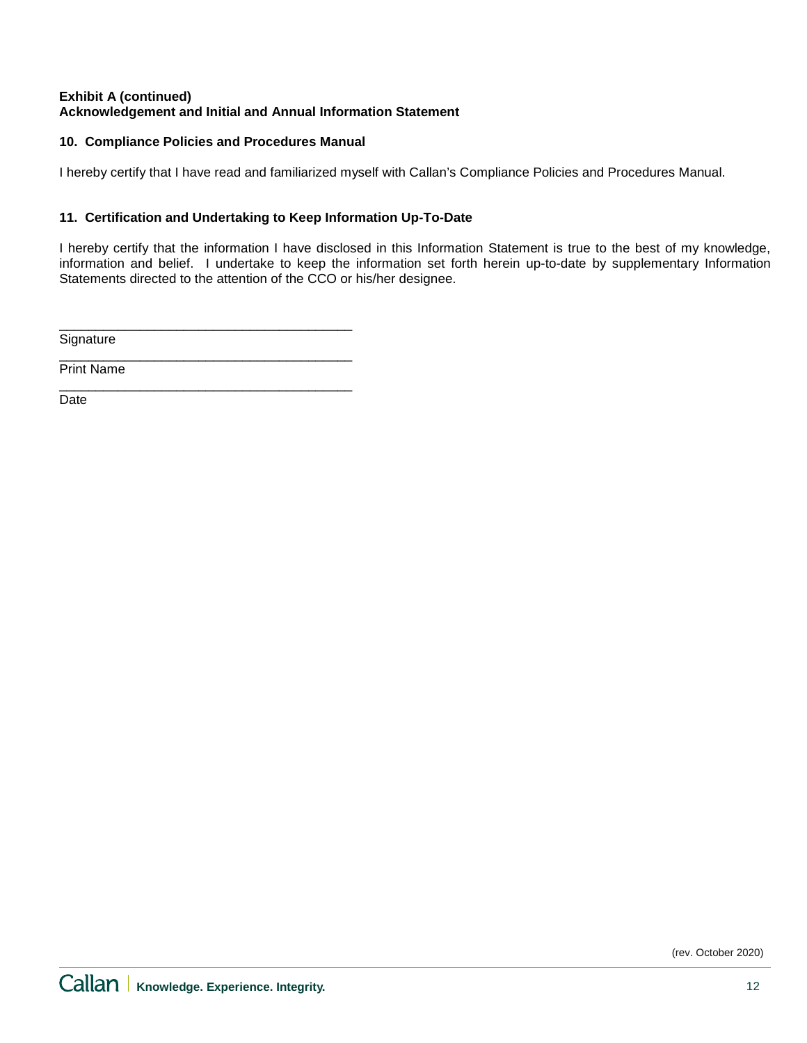**Exhibit A (continued)**
**Acknowledgement and Initial and Annual Information Statement**

### 10. Compliance Policies and Procedures Manual

I hereby certify that I have read and familiarized myself with Callan's Compliance Policies and Procedures Manual.

### 11. Certification and Undertaking to Keep Information Up-To-Date

I hereby certify that the information I have disclosed in this Information Statement is true to the best of my knowledge, information and belief. I undertake to keep the information set forth herein up-to-date by supplementary Information Statements directed to the attention of the CCO or his/her designee.

\_\_\_\_\_\_\_\_\_\_\_\_\_\_\_\_\_\_\_\_\_\_\_\_\_\_\_\_\_\_\_\_\_\_\_\_\_\_\_\_
Signature

\_\_\_\_\_\_\_\_\_\_\_\_\_\_\_\_\_\_\_\_\_\_\_\_\_\_\_\_\_\_\_\_\_\_\_\_\_\_\_\_
Print Name

\_\_\_\_\_\_\_\_\_\_\_\_\_\_\_\_\_\_\_\_\_\_\_\_\_\_\_\_\_\_\_\_\_\_\_\_\_\_\_\_
Date

(rev. October 2020)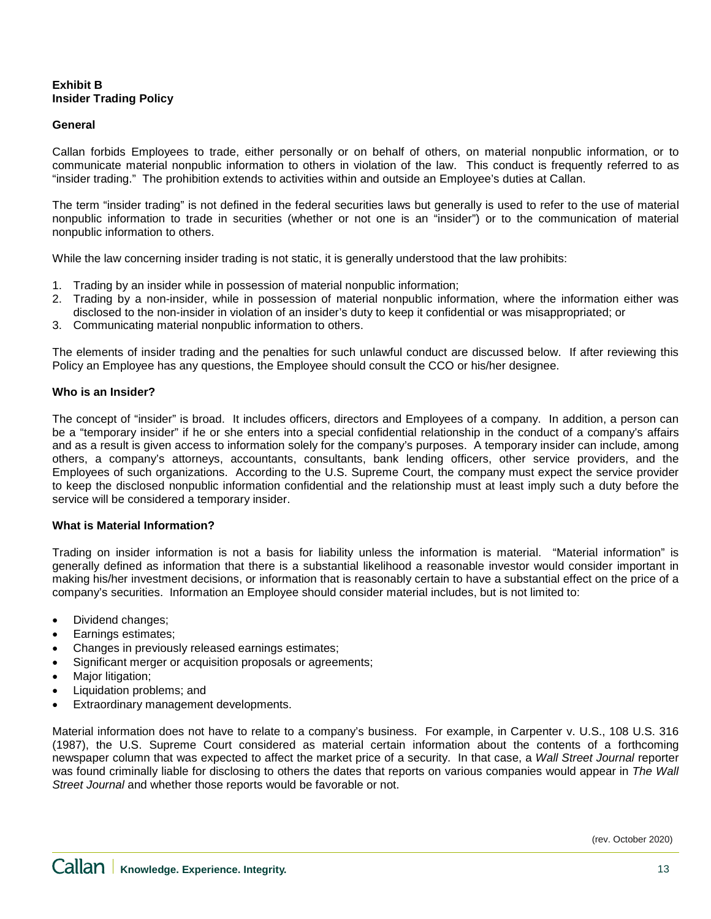**Exhibit B**
**Insider Trading Policy**

**General**

Callan forbids Employees to trade, either personally or on behalf of others, on material nonpublic information, or to communicate material nonpublic information to others in violation of the law. This conduct is frequently referred to as "insider trading." The prohibition extends to activities within and outside an Employee's duties at Callan.

The term "insider trading" is not defined in the federal securities laws but generally is used to refer to the use of material nonpublic information to trade in securities (whether or not one is an "insider") or to the communication of material nonpublic information to others.

While the law concerning insider trading is not static, it is generally understood that the law prohibits:

1. Trading by an insider while in possession of material nonpublic information;
2. Trading by a non-insider, while in possession of material nonpublic information, where the information either was disclosed to the non-insider in violation of an insider's duty to keep it confidential or was misappropriated; or
3. Communicating material nonpublic information to others.

The elements of insider trading and the penalties for such unlawful conduct are discussed below. If after reviewing this Policy an Employee has any questions, the Employee should consult the CCO or his/her designee.

**Who is an Insider?**

The concept of "insider" is broad. It includes officers, directors and Employees of a company. In addition, a person can be a "temporary insider" if he or she enters into a special confidential relationship in the conduct of a company's affairs and as a result is given access to information solely for the company's purposes. A temporary insider can include, among others, a company's attorneys, accountants, consultants, bank lending officers, other service providers, and the Employees of such organizations. According to the U.S. Supreme Court, the company must expect the service provider to keep the disclosed nonpublic information confidential and the relationship must at least imply such a duty before the service will be considered a temporary insider.

**What is Material Information?**

Trading on insider information is not a basis for liability unless the information is material. "Material information" is generally defined as information that there is a substantial likelihood a reasonable investor would consider important in making his/her investment decisions, or information that is reasonably certain to have a substantial effect on the price of a company's securities. Information an Employee should consider material includes, but is not limited to:

- Dividend changes;
- Earnings estimates;
- Changes in previously released earnings estimates;
- Significant merger or acquisition proposals or agreements;
- Major litigation;
- Liquidation problems; and
- Extraordinary management developments.

Material information does not have to relate to a company's business. For example, in Carpenter v. U.S., 108 U.S. 316 (1987), the U.S. Supreme Court considered as material certain information about the contents of a forthcoming newspaper column that was expected to affect the market price of a security. In that case, a *Wall Street Journal* reporter was found criminally liable for disclosing to others the dates that reports on various companies would appear in *The Wall Street Journal* and whether those reports would be favorable or not.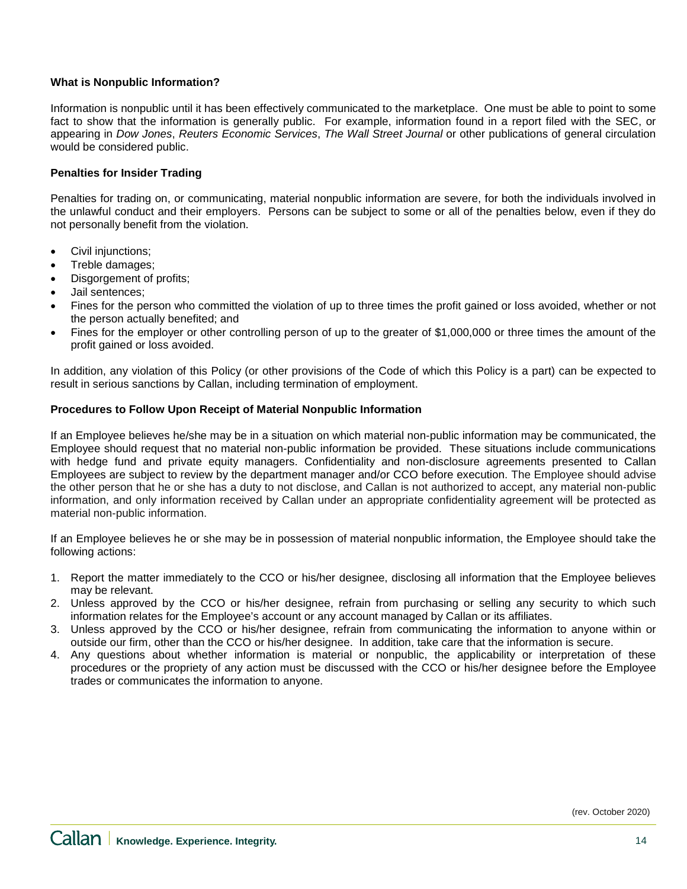**What is Nonpublic Information?**

Information is nonpublic until it has been effectively communicated to the marketplace. One must be able to point to some fact to show that the information is generally public. For example, information found in a report filed with the SEC, or appearing in *Dow Jones*, *Reuters Economic Services*, *The Wall Street Journal* or other publications of general circulation would be considered public.

**Penalties for Insider Trading**

Penalties for trading on, or communicating, material nonpublic information are severe, for both the individuals involved in the unlawful conduct and their employers. Persons can be subject to some or all of the penalties below, even if they do not personally benefit from the violation.

- Civil injunctions;
- Treble damages;
- Disgorgement of profits;
- Jail sentences;
- Fines for the person who committed the violation of up to three times the profit gained or loss avoided, whether or not the person actually benefited; and
- Fines for the employer or other controlling person of up to the greater of $1,000,000 or three times the amount of the profit gained or loss avoided.

In addition, any violation of this Policy (or other provisions of the Code of which this Policy is a part) can be expected to result in serious sanctions by Callan, including termination of employment.

**Procedures to Follow Upon Receipt of Material Nonpublic Information**

If an Employee believes he/she may be in a situation on which material non-public information may be communicated, the Employee should request that no material non-public information be provided. These situations include communications with hedge fund and private equity managers. Confidentiality and non-disclosure agreements presented to Callan Employees are subject to review by the department manager and/or CCO before execution. The Employee should advise the other person that he or she has a duty to not disclose, and Callan is not authorized to accept, any material non-public information, and only information received by Callan under an appropriate confidentiality agreement will be protected as material non-public information.

If an Employee believes he or she may be in possession of material nonpublic information, the Employee should take the following actions:

1. Report the matter immediately to the CCO or his/her designee, disclosing all information that the Employee believes may be relevant.
2. Unless approved by the CCO or his/her designee, refrain from purchasing or selling any security to which such information relates for the Employee's account or any account managed by Callan or its affiliates.
3. Unless approved by the CCO or his/her designee, refrain from communicating the information to anyone within or outside our firm, other than the CCO or his/her designee. In addition, take care that the information is secure.
4. Any questions about whether information is material or nonpublic, the applicability or interpretation of these procedures or the propriety of any action must be discussed with the CCO or his/her designee before the Employee trades or communicates the information to anyone.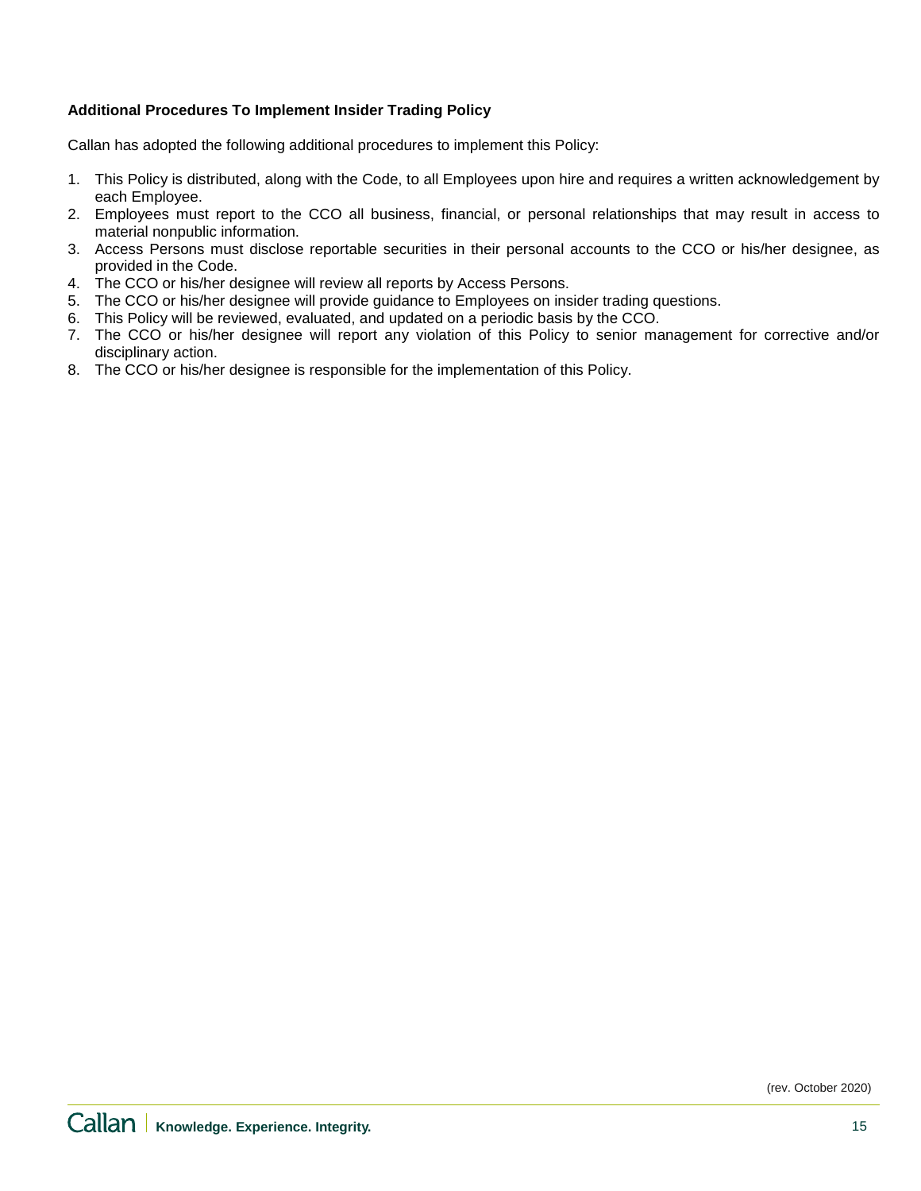**Additional Procedures To Implement Insider Trading Policy**

Callan has adopted the following additional procedures to implement this Policy:

1. This Policy is distributed, along with the Code, to all Employees upon hire and requires a written acknowledgement by each Employee.
2. Employees must report to the CCO all business, financial, or personal relationships that may result in access to material nonpublic information.
3. Access Persons must disclose reportable securities in their personal accounts to the CCO or his/her designee, as provided in the Code.
4. The CCO or his/her designee will review all reports by Access Persons.
5. The CCO or his/her designee will provide guidance to Employees on insider trading questions.
6. This Policy will be reviewed, evaluated, and updated on a periodic basis by the CCO.
7. The CCO or his/her designee will report any violation of this Policy to senior management for corrective and/or disciplinary action.
8. The CCO or his/her designee is responsible for the implementation of this Policy.

(rev. October 2020)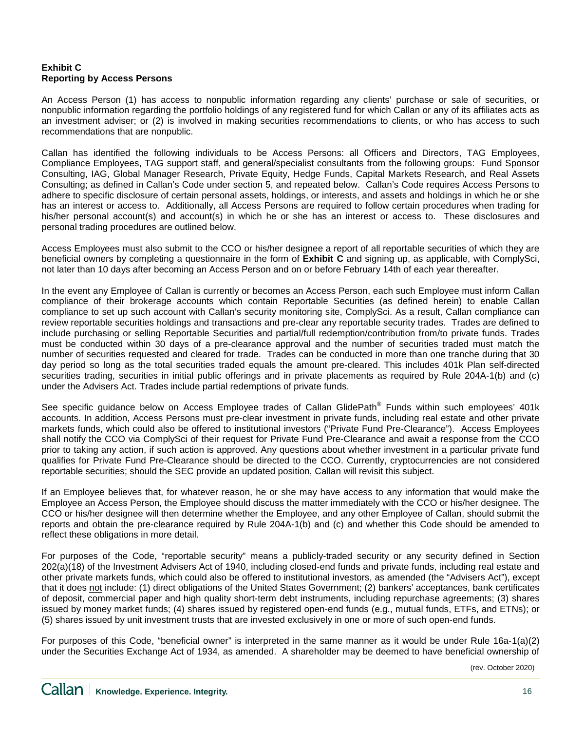**Exhibit C**
**Reporting by Access Persons**

An Access Person (1) has access to nonpublic information regarding any clients' purchase or sale of securities, or nonpublic information regarding the portfolio holdings of any registered fund for which Callan or any of its affiliates acts as an investment adviser; or (2) is involved in making securities recommendations to clients, or who has access to such recommendations that are nonpublic.

Callan has identified the following individuals to be Access Persons: all Officers and Directors, TAG Employees, Compliance Employees, TAG support staff, and general/specialist consultants from the following groups: Fund Sponsor Consulting, IAG, Global Manager Research, Private Equity, Hedge Funds, Capital Markets Research, and Real Assets Consulting; as defined in Callan's Code under section 5, and repeated below. Callan's Code requires Access Persons to adhere to specific disclosure of certain personal assets, holdings, or interests, and assets and holdings in which he or she has an interest or access to. Additionally, all Access Persons are required to follow certain procedures when trading for his/her personal account(s) and account(s) in which he or she has an interest or access to. These disclosures and personal trading procedures are outlined below.

Access Employees must also submit to the CCO or his/her designee a report of all reportable securities of which they are beneficial owners by completing a questionnaire in the form of **Exhibit C** and signing up, as applicable, with ComplySci, not later than 10 days after becoming an Access Person and on or before February 14th of each year thereafter.

In the event any Employee of Callan is currently or becomes an Access Person, each such Employee must inform Callan compliance of their brokerage accounts which contain Reportable Securities (as defined herein) to enable Callan compliance to set up such account with Callan's security monitoring site, ComplySci. As a result, Callan compliance can review reportable securities holdings and transactions and pre-clear any reportable security trades. Trades are defined to include purchasing or selling Reportable Securities and partial/full redemption/contribution from/to private funds. Trades must be conducted within 30 days of a pre-clearance approval and the number of securities traded must match the number of securities requested and cleared for trade. Trades can be conducted in more than one tranche during that 30 day period so long as the total securities traded equals the amount pre-cleared. This includes 401k Plan self-directed securities trading, securities in initial public offerings and in private placements as required by Rule 204A-1(b) and (c) under the Advisers Act. Trades include partial redemptions of private funds.

See specific guidance below on Access Employee trades of Callan GlidePath® Funds within such employees' 401k accounts. In addition, Access Persons must pre-clear investment in private funds, including real estate and other private markets funds, which could also be offered to institutional investors ("Private Fund Pre-Clearance"). Access Employees shall notify the CCO via ComplySci of their request for Private Fund Pre-Clearance and await a response from the CCO prior to taking any action, if such action is approved. Any questions about whether investment in a particular private fund qualifies for Private Fund Pre-Clearance should be directed to the CCO. Currently, cryptocurrencies are not considered reportable securities; should the SEC provide an updated position, Callan will revisit this subject.

If an Employee believes that, for whatever reason, he or she may have access to any information that would make the Employee an Access Person, the Employee should discuss the matter immediately with the CCO or his/her designee. The CCO or his/her designee will then determine whether the Employee, and any other Employee of Callan, should submit the reports and obtain the pre-clearance required by Rule 204A-1(b) and (c) and whether this Code should be amended to reflect these obligations in more detail.

For purposes of the Code, "reportable security" means a publicly-traded security or any security defined in Section 202(a)(18) of the Investment Advisers Act of 1940, including closed-end funds and private funds, including real estate and other private markets funds, which could also be offered to institutional investors, as amended (the "Advisers Act"), except that it does not include: (1) direct obligations of the United States Government; (2) bankers' acceptances, bank certificates of deposit, commercial paper and high quality short-term debt instruments, including repurchase agreements; (3) shares issued by money market funds; (4) shares issued by registered open-end funds (e.g., mutual funds, ETFs, and ETNs); or (5) shares issued by unit investment trusts that are invested exclusively in one or more of such open-end funds.

For purposes of this Code, "beneficial owner" is interpreted in the same manner as it would be under Rule 16a-1(a)(2) under the Securities Exchange Act of 1934, as amended. A shareholder may be deemed to have beneficial ownership of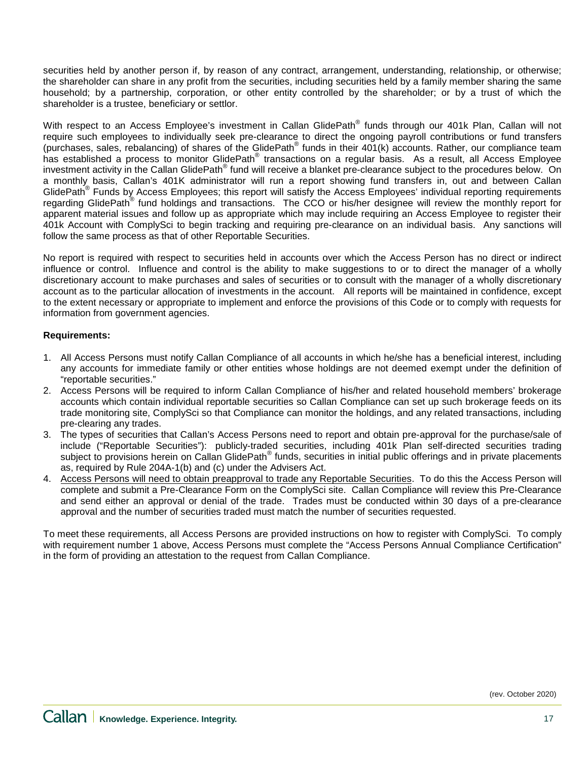securities held by another person if, by reason of any contract, arrangement, understanding, relationship, or otherwise; the shareholder can share in any profit from the securities, including securities held by a family member sharing the same household; by a partnership, corporation, or other entity controlled by the shareholder; or by a trust of which the shareholder is a trustee, beneficiary or settlor.

With respect to an Access Employee's investment in Callan GlidePath® funds through our 401k Plan, Callan will not require such employees to individually seek pre-clearance to direct the ongoing payroll contributions or fund transfers (purchases, sales, rebalancing) of shares of the GlidePath® funds in their 401(k) accounts. Rather, our compliance team has established a process to monitor GlidePath® transactions on a regular basis. As a result, all Access Employee investment activity in the Callan GlidePath® fund will receive a blanket pre-clearance subject to the procedures below. On a monthly basis, Callan's 401K administrator will run a report showing fund transfers in, out and between Callan GlidePath® Funds by Access Employees; this report will satisfy the Access Employees' individual reporting requirements regarding GlidePath® fund holdings and transactions. The CCO or his/her designee will review the monthly report for apparent material issues and follow up as appropriate which may include requiring an Access Employee to register their 401k Account with ComplySci to begin tracking and requiring pre-clearance on an individual basis. Any sanctions will follow the same process as that of other Reportable Securities.

No report is required with respect to securities held in accounts over which the Access Person has no direct or indirect influence or control. Influence and control is the ability to make suggestions to or to direct the manager of a wholly discretionary account to make purchases and sales of securities or to consult with the manager of a wholly discretionary account as to the particular allocation of investments in the account. All reports will be maintained in confidence, except to the extent necessary or appropriate to implement and enforce the provisions of this Code or to comply with requests for information from government agencies.

**Requirements:**

1. All Access Persons must notify Callan Compliance of all accounts in which he/she has a beneficial interest, including any accounts for immediate family or other entities whose holdings are not deemed exempt under the definition of "reportable securities."
2. Access Persons will be required to inform Callan Compliance of his/her and related household members' brokerage accounts which contain individual reportable securities so Callan Compliance can set up such brokerage feeds on its trade monitoring site, ComplySci so that Compliance can monitor the holdings, and any related transactions, including pre-clearing any trades.
3. The types of securities that Callan's Access Persons need to report and obtain pre-approval for the purchase/sale of include ("Reportable Securities"): publicly-traded securities, including 401k Plan self-directed securities trading subject to provisions herein on Callan GlidePath® funds, securities in initial public offerings and in private placements as, required by Rule 204A-1(b) and (c) under the Advisers Act.
4. Access Persons will need to obtain preapproval to trade any Reportable Securities. To do this the Access Person will complete and submit a Pre-Clearance Form on the ComplySci site. Callan Compliance will review this Pre-Clearance and send either an approval or denial of the trade. Trades must be conducted within 30 days of a pre-clearance approval and the number of securities traded must match the number of securities requested.

To meet these requirements, all Access Persons are provided instructions on how to register with ComplySci. To comply with requirement number 1 above, Access Persons must complete the "Access Persons Annual Compliance Certification" in the form of providing an attestation to the request from Callan Compliance.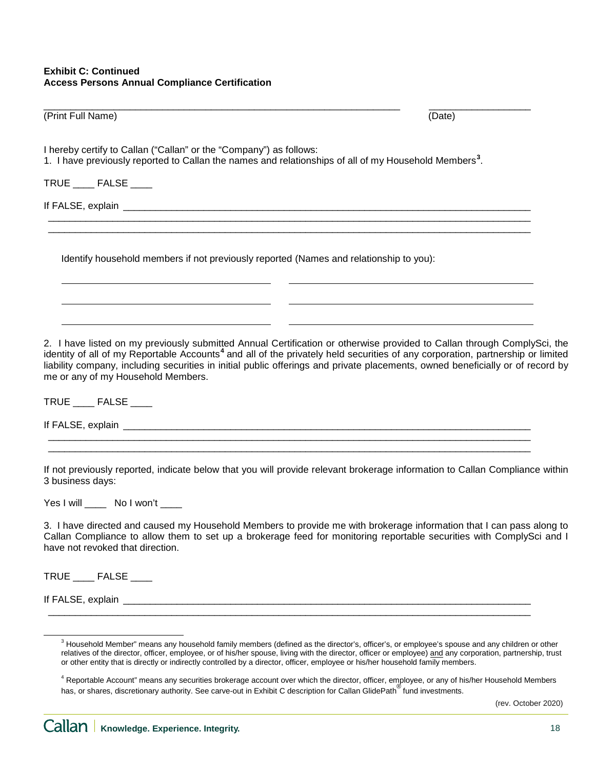**Exhibit C: Continued**
**Access Persons Annual Compliance Certification**

_______________________________________________________________ ________________

(Print Full Name) (Date)

I hereby certify to Callan ("Callan" or the "Company") as follows:

1. I have previously reported to Callan the names and relationships of all of my Household Members[3].

TRUE ____ FALSE ____

If FALSE, explain ______________________________________________________________________

_____________________________________________________________________________________

_____________________________________________________________________________________

Identify household members if not previously reported (Names and relationship to you):

_________________________________ _____________________________________

_________________________________ _____________________________________

_________________________________ _____________________________________

2. I have listed on my previously submitted Annual Certification or otherwise provided to Callan through ComplySci, the identity of all of my Reportable Accounts[4] and all of the privately held securities of any corporation, partnership or limited liability company, including securities in initial public offerings and private placements, owned beneficially or of record by me or any of my Household Members.

TRUE ____ FALSE ____

If FALSE, explain ______________________________________________________________________

_____________________________________________________________________________________

_____________________________________________________________________________________

If not previously reported, indicate below that you will provide relevant brokerage information to Callan Compliance within 3 business days:

Yes I will ____ No I won't ____

3. I have directed and caused my Household Members to provide me with brokerage information that I can pass along to Callan Compliance to allow them to set up a brokerage feed for monitoring reportable securities with ComplySci and I have not revoked that direction.

TRUE ____ FALSE ____

If FALSE, explain ______________________________________________________________________

_____________________________________________________________________________________

[3] Household Member" means any household family members (defined as the director's, officer's, or employee's spouse and any children or other relatives of the director, officer, employee, or of his/her spouse, living with the director, officer or employee) and any corporation, partnership, trust or other entity that is directly or indirectly controlled by a director, officer, employee or his/her household family members.

[4] Reportable Account" means any securities brokerage account over which the director, officer, employee, or any of his/her Household Members has, or shares, discretionary authority. See carve-out in Exhibit C description for Callan GlidePath® fund investments.

(rev. October 2020)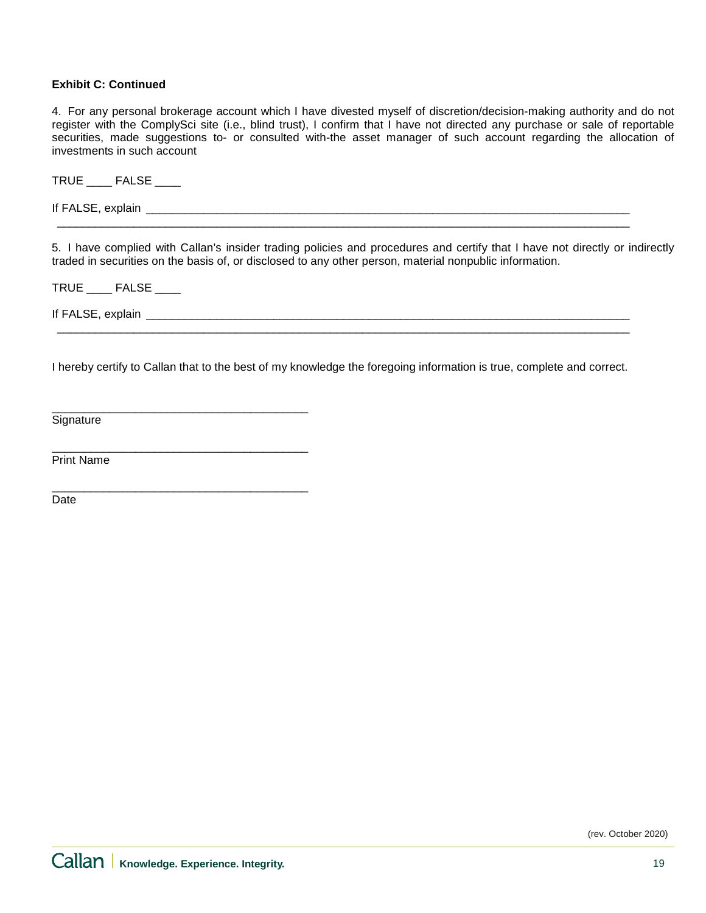**Exhibit C: Continued**

4. For any personal brokerage account which I have divested myself of discretion/decision-making authority and do not register with the ComplySci site (i.e., blind trust), I confirm that I have not directed any purchase or sale of reportable securities, made suggestions to- or consulted with-the asset manager of such account regarding the allocation of investments in such account

TRUE ____ FALSE ____

If FALSE, explain ________________________________________________________________________________
_____________________________________________________________________________________________

5. I have complied with Callan's insider trading policies and procedures and certify that I have not directly or indirectly traded in securities on the basis of, or disclosed to any other person, material nonpublic information.

TRUE ____ FALSE ____

If FALSE, explain ________________________________________________________________________________
_____________________________________________________________________________________________

I hereby certify to Callan that to the best of my knowledge the foregoing information is true, complete and correct.

________________________________________
Signature

________________________________________
Print Name

________________________________________
Date

(rev. October 2020)